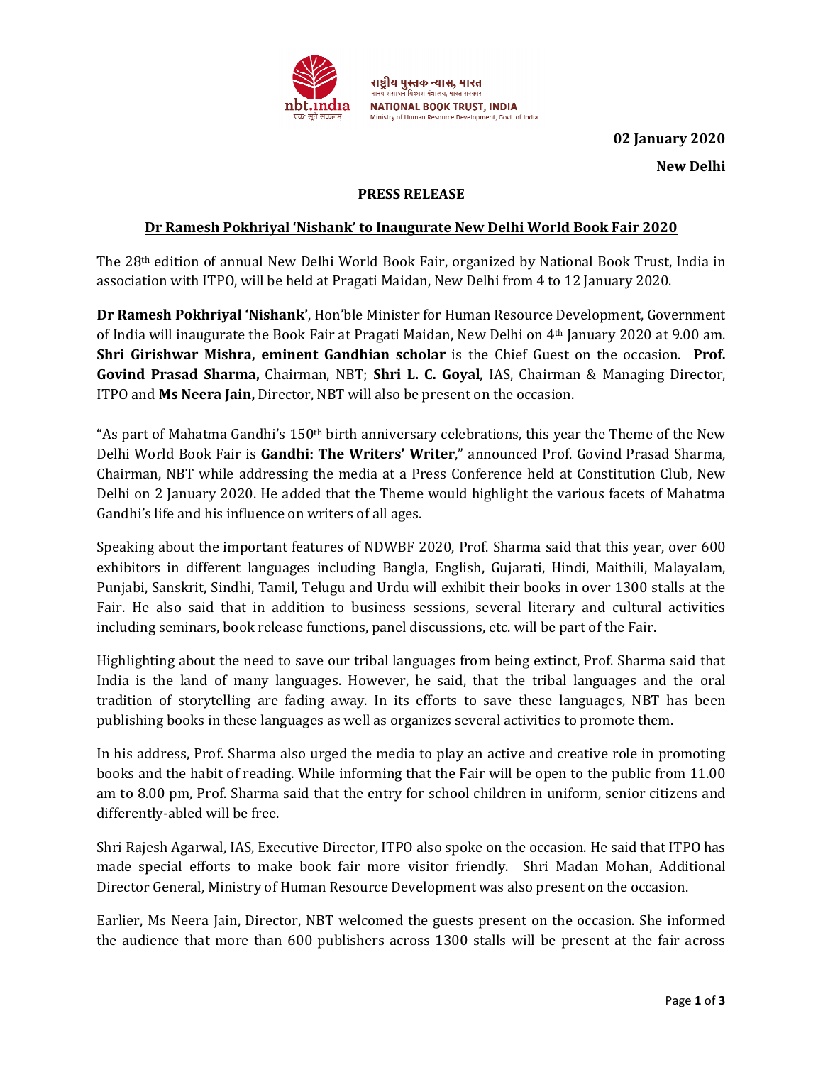राष्ट्रीय पुस्तक न्यास, भारत
मानव संसाधन विकास मंत्रालय, भारत सरकार
**NATIONAL BOOK TRUST, INDIA**
Ministry of Human Resource Development, Govt. of India

**02 January 2020**

**New Delhi**

**PRESS RELEASE**

## Dr Ramesh Pokhriyal 'Nishank' to Inaugurate New Delhi World Book Fair 2020

The 28th edition of annual New Delhi World Book Fair, organized by National Book Trust, India in association with ITPO, will be held at Pragati Maidan, New Delhi from 4 to 12 January 2020.

**Dr Ramesh Pokhriyal 'Nishank'**, Hon'ble Minister for Human Resource Development, Government of India will inaugurate the Book Fair at Pragati Maidan, New Delhi on 4th January 2020 at 9.00 am. **Shri Girishwar Mishra, eminent Gandhian scholar** is the Chief Guest on the occasion. **Prof. Govind Prasad Sharma,** Chairman, NBT; **Shri L. C. Goyal**, IAS, Chairman & Managing Director, ITPO and **Ms Neera Jain,** Director, NBT will also be present on the occasion.

"As part of Mahatma Gandhi's 150th birth anniversary celebrations, this year the Theme of the New Delhi World Book Fair is **Gandhi: The Writers' Writer**," announced Prof. Govind Prasad Sharma, Chairman, NBT while addressing the media at a Press Conference held at Constitution Club, New Delhi on 2 January 2020. He added that the Theme would highlight the various facets of Mahatma Gandhi's life and his influence on writers of all ages.

Speaking about the important features of NDWBF 2020, Prof. Sharma said that this year, over 600 exhibitors in different languages including Bangla, English, Gujarati, Hindi, Maithili, Malayalam, Punjabi, Sanskrit, Sindhi, Tamil, Telugu and Urdu will exhibit their books in over 1300 stalls at the Fair. He also said that in addition to business sessions, several literary and cultural activities including seminars, book release functions, panel discussions, etc. will be part of the Fair.

Highlighting about the need to save our tribal languages from being extinct, Prof. Sharma said that India is the land of many languages. However, he said, that the tribal languages and the oral tradition of storytelling are fading away. In its efforts to save these languages, NBT has been publishing books in these languages as well as organizes several activities to promote them.

In his address, Prof. Sharma also urged the media to play an active and creative role in promoting books and the habit of reading. While informing that the Fair will be open to the public from 11.00 am to 8.00 pm, Prof. Sharma said that the entry for school children in uniform, senior citizens and differently-abled will be free.

Shri Rajesh Agarwal, IAS, Executive Director, ITPO also spoke on the occasion. He said that ITPO has made special efforts to make book fair more visitor friendly. Shri Madan Mohan, Additional Director General, Ministry of Human Resource Development was also present on the occasion.

Earlier, Ms Neera Jain, Director, NBT welcomed the guests present on the occasion. She informed the audience that more than 600 publishers across 1300 stalls will be present at the fair across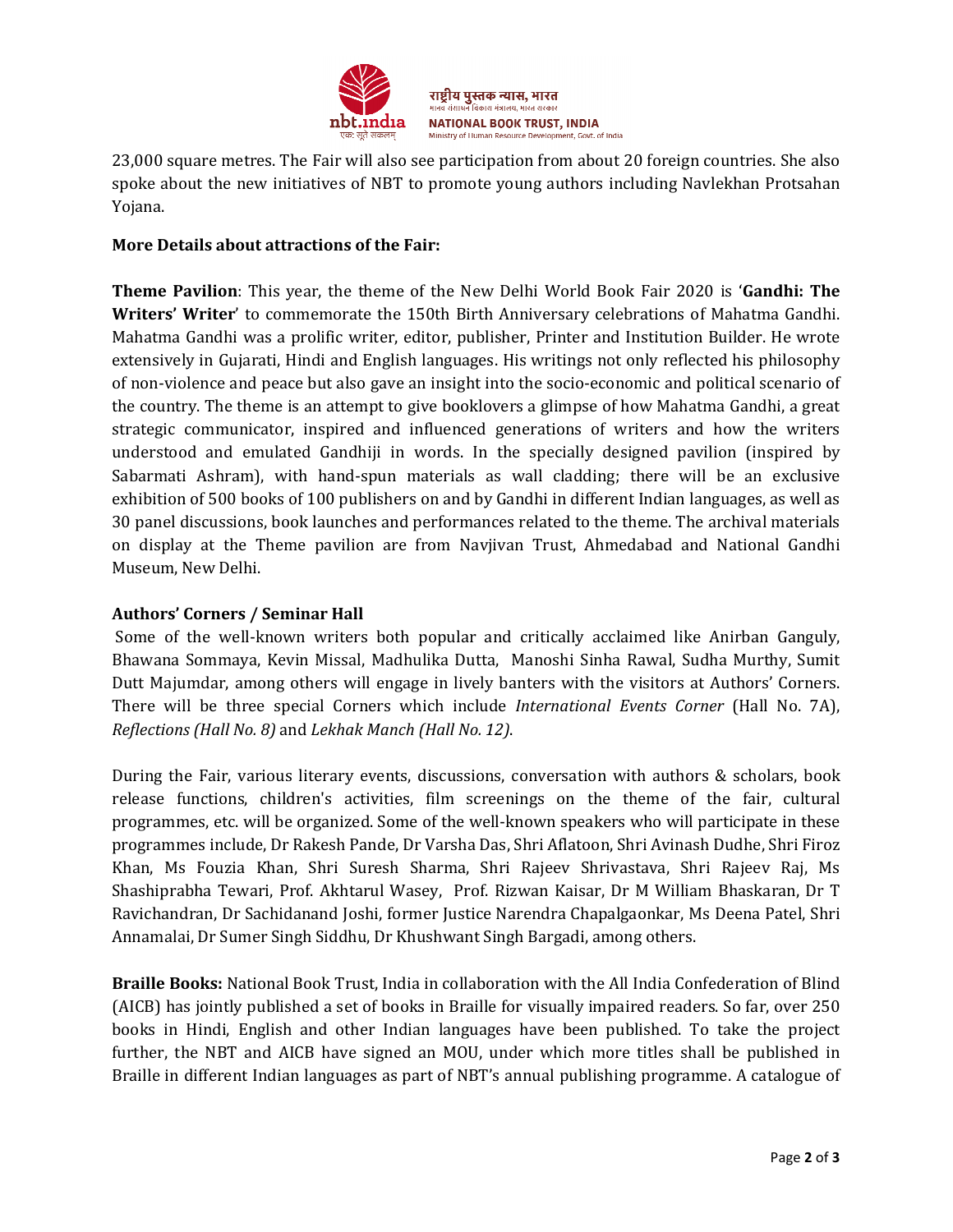23,000 square metres. The Fair will also see participation from about 20 foreign countries. She also spoke about the new initiatives of NBT to promote young authors including Navlekhan Protsahan Yojana.

**More Details about attractions of the Fair:**

**Theme Pavilion**: This year, the theme of the New Delhi World Book Fair 2020 is '**Gandhi: The Writers' Writer**' to commemorate the 150th Birth Anniversary celebrations of Mahatma Gandhi. Mahatma Gandhi was a prolific writer, editor, publisher, Printer and Institution Builder. He wrote extensively in Gujarati, Hindi and English languages. His writings not only reflected his philosophy of non-violence and peace but also gave an insight into the socio-economic and political scenario of the country. The theme is an attempt to give booklovers a glimpse of how Mahatma Gandhi, a great strategic communicator, inspired and influenced generations of writers and how the writers understood and emulated Gandhiji in words. In the specially designed pavilion (inspired by Sabarmati Ashram), with hand-spun materials as wall cladding; there will be an exclusive exhibition of 500 books of 100 publishers on and by Gandhi in different Indian languages, as well as 30 panel discussions, book launches and performances related to the theme. The archival materials on display at the Theme pavilion are from Navjivan Trust, Ahmedabad and National Gandhi Museum, New Delhi.

**Authors' Corners / Seminar Hall**

Some of the well-known writers both popular and critically acclaimed like Anirban Ganguly, Bhawana Sommaya, Kevin Missal, Madhulika Dutta, Manoshi Sinha Rawal, Sudha Murthy, Sumit Dutt Majumdar, among others will engage in lively banters with the visitors at Authors' Corners. There will be three special Corners which include *International Events Corner* (Hall No. 7A), *Reflections (Hall No. 8)* and *Lekhak Manch (Hall No. 12)*.

During the Fair, various literary events, discussions, conversation with authors & scholars, book release functions, children's activities, film screenings on the theme of the fair, cultural programmes, etc. will be organized. Some of the well-known speakers who will participate in these programmes include, Dr Rakesh Pande, Dr Varsha Das, Shri Aflatoon, Shri Avinash Dudhe, Shri Firoz Khan, Ms Fouzia Khan, Shri Suresh Sharma, Shri Rajeev Shrivastava, Shri Rajeev Raj, Ms Shashiprabha Tewari, Prof. Akhtarul Wasey, Prof. Rizwan Kaisar, Dr M William Bhaskaran, Dr T Ravichandran, Dr Sachidanand Joshi, former Justice Narendra Chapalgaonkar, Ms Deena Patel, Shri Annamalai, Dr Sumer Singh Siddhu, Dr Khushwant Singh Bargadi, among others.

**Braille Books:** National Book Trust, India in collaboration with the All India Confederation of Blind (AICB) has jointly published a set of books in Braille for visually impaired readers. So far, over 250 books in Hindi, English and other Indian languages have been published. To take the project further, the NBT and AICB have signed an MOU, under which more titles shall be published in Braille in different Indian languages as part of NBT's annual publishing programme. A catalogue of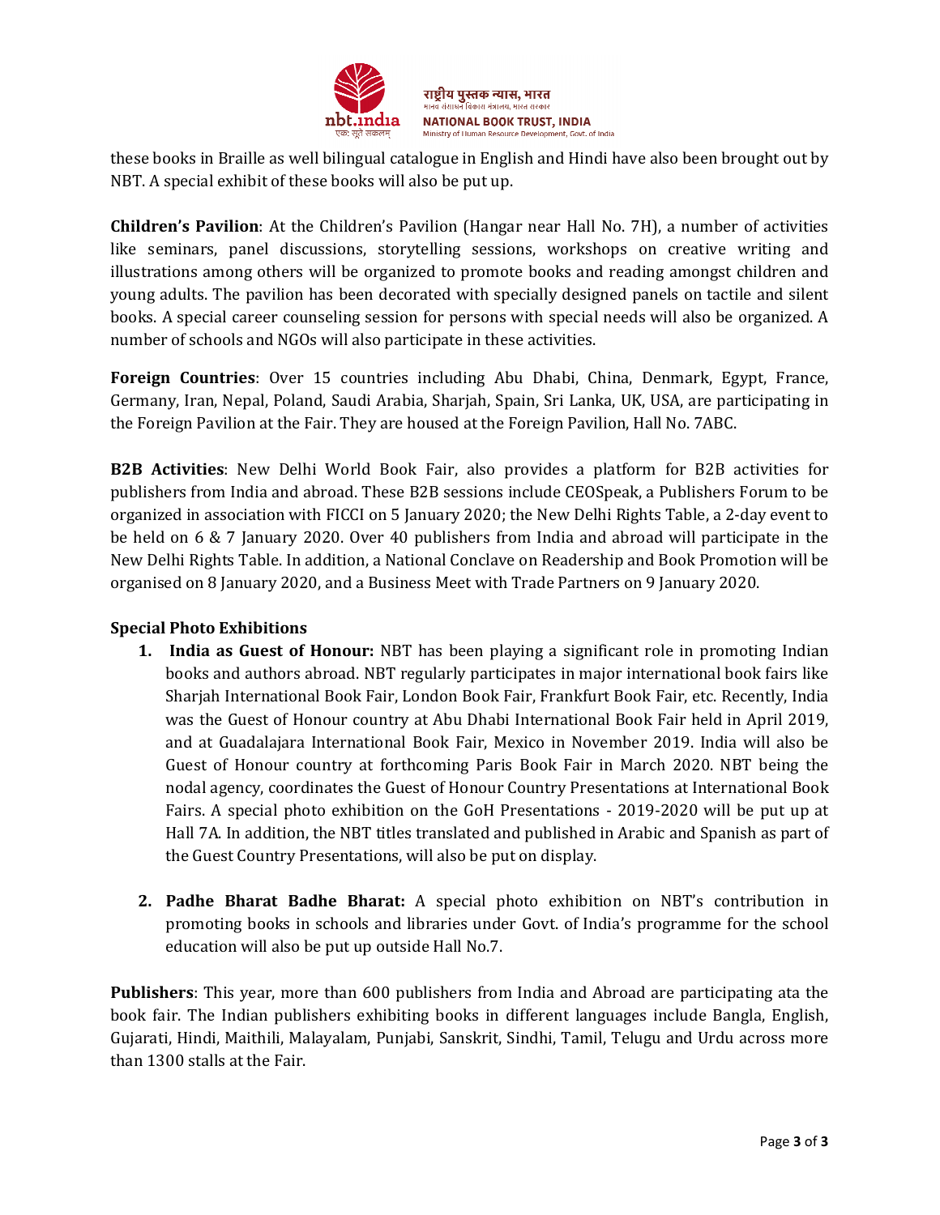these books in Braille as well bilingual catalogue in English and Hindi have also been brought out by NBT. A special exhibit of these books will also be put up.

**Children's Pavilion**: At the Children's Pavilion (Hangar near Hall No. 7H), a number of activities like seminars, panel discussions, storytelling sessions, workshops on creative writing and illustrations among others will be organized to promote books and reading amongst children and young adults. The pavilion has been decorated with specially designed panels on tactile and silent books. A special career counseling session for persons with special needs will also be organized. A number of schools and NGOs will also participate in these activities.

**Foreign Countries**: Over 15 countries including Abu Dhabi, China, Denmark, Egypt, France, Germany, Iran, Nepal, Poland, Saudi Arabia, Sharjah, Spain, Sri Lanka, UK, USA, are participating in the Foreign Pavilion at the Fair. They are housed at the Foreign Pavilion, Hall No. 7ABC.

**B2B Activities**: New Delhi World Book Fair, also provides a platform for B2B activities for publishers from India and abroad. These B2B sessions include CEOSpeak, a Publishers Forum to be organized in association with FICCI on 5 January 2020; the New Delhi Rights Table, a 2-day event to be held on 6 & 7 January 2020. Over 40 publishers from India and abroad will participate in the New Delhi Rights Table. In addition, a National Conclave on Readership and Book Promotion will be organised on 8 January 2020, and a Business Meet with Trade Partners on 9 January 2020.

**Special Photo Exhibitions**

1. **India as Guest of Honour:** NBT has been playing a significant role in promoting Indian books and authors abroad. NBT regularly participates in major international book fairs like Sharjah International Book Fair, London Book Fair, Frankfurt Book Fair, etc. Recently, India was the Guest of Honour country at Abu Dhabi International Book Fair held in April 2019, and at Guadalajara International Book Fair, Mexico in November 2019. India will also be Guest of Honour country at forthcoming Paris Book Fair in March 2020. NBT being the nodal agency, coordinates the Guest of Honour Country Presentations at International Book Fairs. A special photo exhibition on the GoH Presentations - 2019-2020 will be put up at Hall 7A. In addition, the NBT titles translated and published in Arabic and Spanish as part of the Guest Country Presentations, will also be put on display.

2. **Padhe Bharat Badhe Bharat:** A special photo exhibition on NBT's contribution in promoting books in schools and libraries under Govt. of India's programme for the school education will also be put up outside Hall No.7.

**Publishers**: This year, more than 600 publishers from India and Abroad are participating ata the book fair. The Indian publishers exhibiting books in different languages include Bangla, English, Gujarati, Hindi, Maithili, Malayalam, Punjabi, Sanskrit, Sindhi, Tamil, Telugu and Urdu across more than 1300 stalls at the Fair.